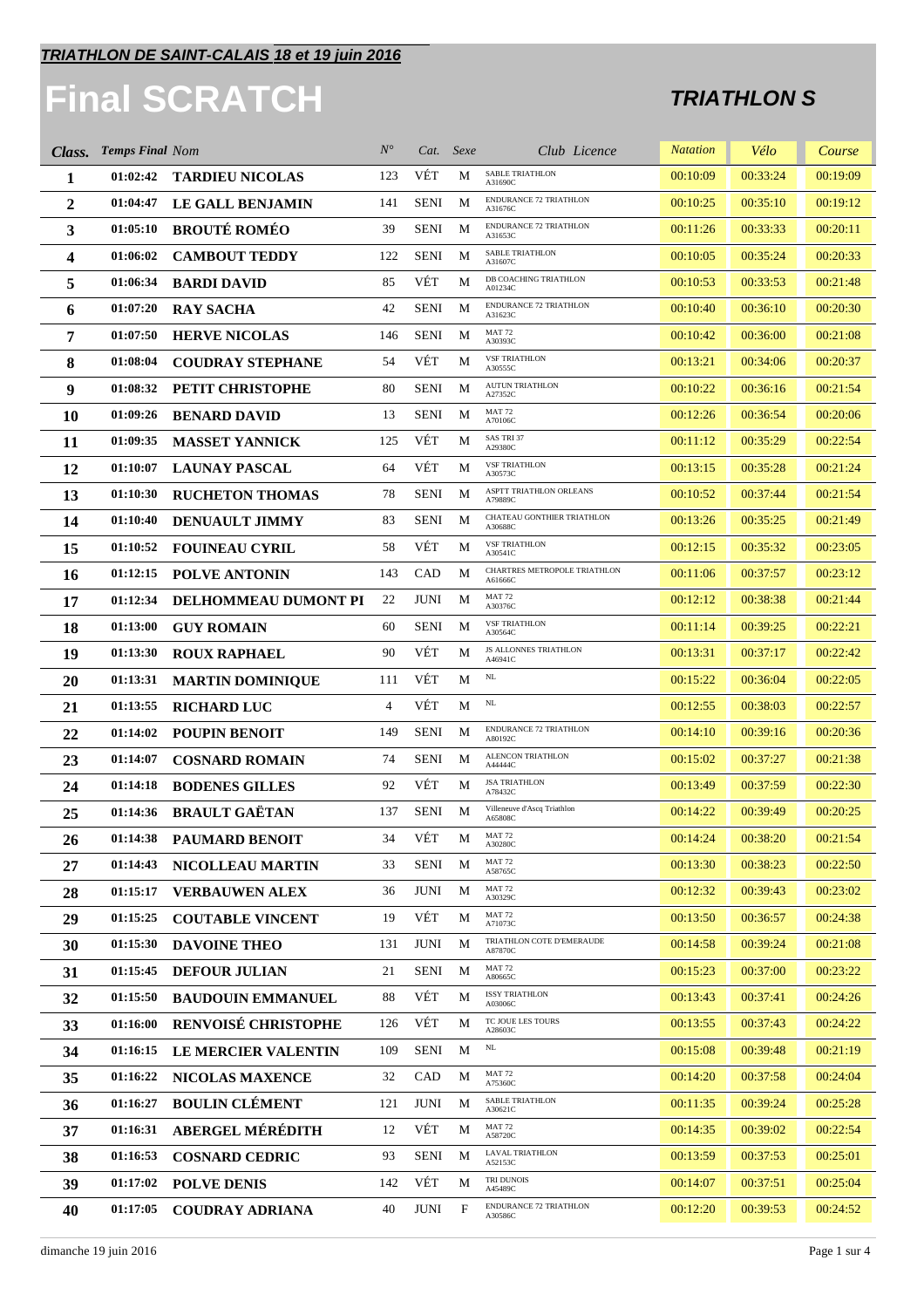***TRIATHLON DE SAINT-CALAIS 18 et 19 juin 2016***

# Final SCRATCH

## *TRIATHLON S*

| *Class.* | *Temps Final* | *Nom* | *N°* | *Cat.* | *Sexe* | *Club Licence* | *Natation* | *Vélo* | *Course* |
|---|---|---|---|---|---|---|---|---|---|
| 1 | 01:02:42 | TARDIEU NICOLAS | 123 | VÉT | M | SABLE TRIATHLON A31690C | 00:10:09 | 00:33:24 | 00:19:09 |
| 2 | 01:04:47 | LE GALL BENJAMIN | 141 | SENI | M | ENDURANCE 72 TRIATHLON A31676C | 00:10:25 | 00:35:10 | 00:19:12 |
| 3 | 01:05:10 | BROUTÉ ROMÉO | 39 | SENI | M | ENDURANCE 72 TRIATHLON A31653C | 00:11:26 | 00:33:33 | 00:20:11 |
| 4 | 01:06:02 | CAMBOUT TEDDY | 122 | SENI | M | SABLE TRIATHLON A31607C | 00:10:05 | 00:35:24 | 00:20:33 |
| 5 | 01:06:34 | BARDI DAVID | 85 | VÉT | M | DB COACHING TRIATHLON A01234C | 00:10:53 | 00:33:53 | 00:21:48 |
| 6 | 01:07:20 | RAY SACHA | 42 | SENI | M | ENDURANCE 72 TRIATHLON A31623C | 00:10:40 | 00:36:10 | 00:20:30 |
| 7 | 01:07:50 | HERVE NICOLAS | 146 | SENI | M | MAT 72 A30393C | 00:10:42 | 00:36:00 | 00:21:08 |
| 8 | 01:08:04 | COUDRAY STEPHANE | 54 | VÉT | M | VSF TRIATHLON A30555C | 00:13:21 | 00:34:06 | 00:20:37 |
| 9 | 01:08:32 | PETIT CHRISTOPHE | 80 | SENI | M | AUTUN TRIATHLON A27352C | 00:10:22 | 00:36:16 | 00:21:54 |
| 10 | 01:09:26 | BENARD DAVID | 13 | SENI | M | MAT 72 A70106C | 00:12:26 | 00:36:54 | 00:20:06 |
| 11 | 01:09:35 | MASSET YANNICK | 125 | VÉT | M | SAS TRI 37 A29380C | 00:11:12 | 00:35:29 | 00:22:54 |
| 12 | 01:10:07 | LAUNAY PASCAL | 64 | VÉT | M | VSF TRIATHLON A30573C | 00:13:15 | 00:35:28 | 00:21:24 |
| 13 | 01:10:30 | RUCHETON THOMAS | 78 | SENI | M | ASPTT TRIATHLON ORLEANS A79889C | 00:10:52 | 00:37:44 | 00:21:54 |
| 14 | 01:10:40 | DENUAULT JIMMY | 83 | SENI | M | CHATEAU GONTHIER TRIATHLON A30688C | 00:13:26 | 00:35:25 | 00:21:49 |
| 15 | 01:10:52 | FOUINEAU CYRIL | 58 | VÉT | M | VSF TRIATHLON A30541C | 00:12:15 | 00:35:32 | 00:23:05 |
| 16 | 01:12:15 | POLVE ANTONIN | 143 | CAD | M | CHARTRES METROPOLE TRIATHLON A61666C | 00:11:06 | 00:37:57 | 00:23:12 |
| 17 | 01:12:34 | DELHOMMEAU DUMONT PI | 22 | JUNI | M | MAT 72 A30376C | 00:12:12 | 00:38:38 | 00:21:44 |
| 18 | 01:13:00 | GUY ROMAIN | 60 | SENI | M | VSF TRIATHLON A30564C | 00:11:14 | 00:39:25 | 00:22:21 |
| 19 | 01:13:30 | ROUX RAPHAEL | 90 | VÉT | M | JS ALLONNES TRIATHLON A46941C | 00:13:31 | 00:37:17 | 00:22:42 |
| 20 | 01:13:31 | MARTIN DOMINIQUE | 111 | VÉT | M | NL | 00:15:22 | 00:36:04 | 00:22:05 |
| 21 | 01:13:55 | RICHARD LUC | 4 | VÉT | M | NL | 00:12:55 | 00:38:03 | 00:22:57 |
| 22 | 01:14:02 | POUPIN BENOIT | 149 | SENI | M | ENDURANCE 72 TRIATHLON A80192C | 00:14:10 | 00:39:16 | 00:20:36 |
| 23 | 01:14:07 | COSNARD ROMAIN | 74 | SENI | M | ALENCON TRIATHLON A44444C | 00:15:02 | 00:37:27 | 00:21:38 |
| 24 | 01:14:18 | BODENES GILLES | 92 | VÉT | M | JSA TRIATHLON A78432C | 00:13:49 | 00:37:59 | 00:22:30 |
| 25 | 01:14:36 | BRAULT GAËTAN | 137 | SENI | M | Villeneuve d'Ascq Triathlon A65808C | 00:14:22 | 00:39:49 | 00:20:25 |
| 26 | 01:14:38 | PAUMARD BENOIT | 34 | VÉT | M | MAT 72 A30280C | 00:14:24 | 00:38:20 | 00:21:54 |
| 27 | 01:14:43 | NICOLLEAU MARTIN | 33 | SENI | M | MAT 72 A58765C | 00:13:30 | 00:38:23 | 00:22:50 |
| 28 | 01:15:17 | VERBAUWEN ALEX | 36 | JUNI | M | MAT 72 A30329C | 00:12:32 | 00:39:43 | 00:23:02 |
| 29 | 01:15:25 | COUTABLE VINCENT | 19 | VÉT | M | MAT 72 A71073C | 00:13:50 | 00:36:57 | 00:24:38 |
| 30 | 01:15:30 | DAVOINE THEO | 131 | JUNI | M | TRIATHLON COTE D'EMERAUDE A87870C | 00:14:58 | 00:39:24 | 00:21:08 |
| 31 | 01:15:45 | DEFOUR JULIAN | 21 | SENI | M | MAT 72 A80665C | 00:15:23 | 00:37:00 | 00:23:22 |
| 32 | 01:15:50 | BAUDOUIN EMMANUEL | 88 | VÉT | M | ISSY TRIATHLON A03006C | 00:13:43 | 00:37:41 | 00:24:26 |
| 33 | 01:16:00 | RENVOISÉ CHRISTOPHE | 126 | VÉT | M | TC JOUE LES TOURS A28603C | 00:13:55 | 00:37:43 | 00:24:22 |
| 34 | 01:16:15 | LE MERCIER VALENTIN | 109 | SENI | M | NL | 00:15:08 | 00:39:48 | 00:21:19 |
| 35 | 01:16:22 | NICOLAS MAXENCE | 32 | CAD | M | MAT 72 A75360C | 00:14:20 | 00:37:58 | 00:24:04 |
| 36 | 01:16:27 | BOULIN CLÉMENT | 121 | JUNI | M | SABLE TRIATHLON A30621C | 00:11:35 | 00:39:24 | 00:25:28 |
| 37 | 01:16:31 | ABERGEL MÉRÉDITH | 12 | VÉT | M | MAT 72 A58720C | 00:14:35 | 00:39:02 | 00:22:54 |
| 38 | 01:16:53 | COSNARD CEDRIC | 93 | SENI | M | LAVAL TRIATHLON A52153C | 00:13:59 | 00:37:53 | 00:25:01 |
| 39 | 01:17:02 | POLVE DENIS | 142 | VÉT | M | TRI DUNOIS A45489C | 00:14:07 | 00:37:51 | 00:25:04 |
| 40 | 01:17:05 | COUDRAY ADRIANA | 40 | JUNI | F | ENDURANCE 72 TRIATHLON A30586C | 00:12:20 | 00:39:53 | 00:24:52 |

dimanche 19 juin 2016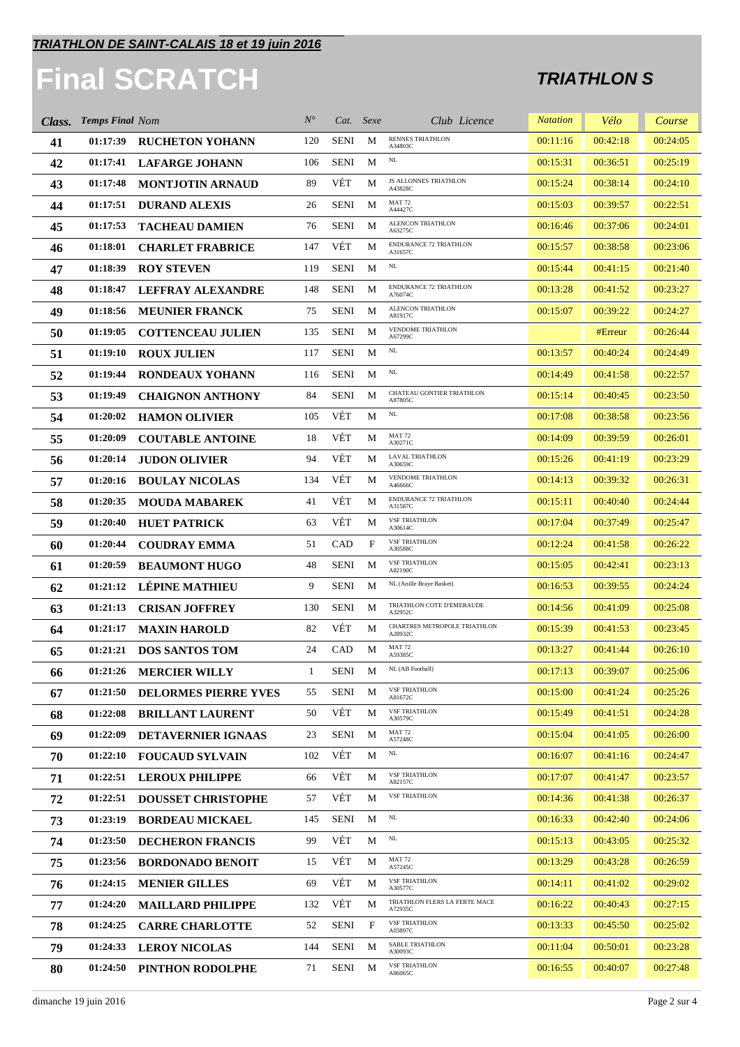***TRIATHLON DE SAINT-CALAIS 18 et 19 juin 2016***

# Final SCRATCH

## *TRIATHLON S*

| Class. | Temps Final | Nom | N° | Cat. | Sexe | Club Licence | Natation | Vélo | Course |
|---|---|---|---|---|---|---|---|---|---|
| 41 | 01:17:39 | RUCHETON YOHANN | 120 | SENI | M | RENNES TRIATHLON A34803C | 00:11:16 | 00:42:18 | 00:24:05 |
| 42 | 01:17:41 | LAFARGE JOHANN | 106 | SENI | M | NL | 00:15:31 | 00:36:51 | 00:25:19 |
| 43 | 01:17:48 | MONTJOTIN ARNAUD | 89 | VÉT | M | JS ALLONNES TRIATHLON A43828C | 00:15:24 | 00:38:14 | 00:24:10 |
| 44 | 01:17:51 | DURAND ALEXIS | 26 | SENI | M | MAT 72 A44427C | 00:15:03 | 00:39:57 | 00:22:51 |
| 45 | 01:17:53 | TACHEAU DAMIEN | 76 | SENI | M | ALENCON TRIATHLON A63275C | 00:16:46 | 00:37:06 | 00:24:01 |
| 46 | 01:18:01 | CHARLET FRABRICE | 147 | VÉT | M | ENDURANCE 72 TRIATHLON A31657C | 00:15:57 | 00:38:58 | 00:23:06 |
| 47 | 01:18:39 | ROY STEVEN | 119 | SENI | M | NL | 00:15:44 | 00:41:15 | 00:21:40 |
| 48 | 01:18:47 | LEFFRAY ALEXANDRE | 148 | SENI | M | ENDURANCE 72 TRIATHLON A76074C | 00:13:28 | 00:41:52 | 00:23:27 |
| 49 | 01:18:56 | MEUNIER FRANCK | 75 | SENI | M | ALENCON TRIATHLON A81917C | 00:15:07 | 00:39:22 | 00:24:27 |
| 50 | 01:19:05 | COTTENCEAU JULIEN | 135 | SENI | M | VENDOME TRIATHLON A67299C | | #Erreur | 00:26:44 |
| 51 | 01:19:10 | ROUX JULIEN | 117 | SENI | M | NL | 00:13:57 | 00:40:24 | 00:24:49 |
| 52 | 01:19:44 | RONDEAUX YOHANN | 116 | SENI | M | NL | 00:14:49 | 00:41:58 | 00:22:57 |
| 53 | 01:19:49 | CHAIGNON ANTHONY | 84 | SENI | M | CHATEAU GONTIER TRIATHLON A87805C | 00:15:14 | 00:40:45 | 00:23:50 |
| 54 | 01:20:02 | HAMON OLIVIER | 105 | VÉT | M | NL | 00:17:08 | 00:38:58 | 00:23:56 |
| 55 | 01:20:09 | COUTABLE ANTOINE | 18 | VÉT | M | MAT 72 A30271C | 00:14:09 | 00:39:59 | 00:26:01 |
| 56 | 01:20:14 | JUDON OLIVIER | 94 | VÉT | M | LAVAL TRIATHLON A30659C | 00:15:26 | 00:41:19 | 00:23:29 |
| 57 | 01:20:16 | BOULAY NICOLAS | 134 | VÉT | M | VENDOME TRIATHLON A46666C | 00:14:13 | 00:39:32 | 00:26:31 |
| 58 | 01:20:35 | MOUDA MABAREK | 41 | VÉT | M | ENDURANCE 72 TRIATHLON A31587C | 00:15:11 | 00:40:40 | 00:24:44 |
| 59 | 01:20:40 | HUET PATRICK | 63 | VÉT | M | VSF TRIATHLON A30614C | 00:17:04 | 00:37:49 | 00:25:47 |
| 60 | 01:20:44 | COUDRAY EMMA | 51 | CAD | F | VSF TRIATHLON A30588C | 00:12:24 | 00:41:58 | 00:26:22 |
| 61 | 01:20:59 | BEAUMONT HUGO | 48 | SENI | M | VSF TRIATHLON A82190C | 00:15:05 | 00:42:41 | 00:23:13 |
| 62 | 01:21:12 | LÉPINE MATHIEU | 9 | SENI | M | NL (Anille Braye Basket) | 00:16:53 | 00:39:55 | 00:24:24 |
| 63 | 01:21:13 | CRISAN JOFFREY | 130 | SENI | M | TRIATHLON COTE D'EMERAUDE A32952C | 00:14:56 | 00:41:09 | 00:25:08 |
| 64 | 01:21:17 | MAXIN HAROLD | 82 | VÉT | M | CHARTRES METROPOLE TRIATHLON A28932C | 00:15:39 | 00:41:53 | 00:23:45 |
| 65 | 01:21:21 | DOS SANTOS TOM | 24 | CAD | M | MAT 72 A59385C | 00:13:27 | 00:41:44 | 00:26:10 |
| 66 | 01:21:26 | MERCIER WILLY | 1 | SENI | M | NL (AB Football) | 00:17:13 | 00:39:07 | 00:25:06 |
| 67 | 01:21:50 | DELORMES PIERRE YVES | 55 | SENI | M | VSF TRIATHLON A81672C | 00:15:00 | 00:41:24 | 00:25:26 |
| 68 | 01:22:08 | BRILLANT LAURENT | 50 | VÉT | M | VSF TRIATHLON A30579C | 00:15:49 | 00:41:51 | 00:24:28 |
| 69 | 01:22:09 | DETAVERNIER IGNAAS | 23 | SENI | M | MAT 72 A57248C | 00:15:04 | 00:41:05 | 00:26:00 |
| 70 | 01:22:10 | FOUCAUD SYLVAIN | 102 | VÉT | M | NL | 00:16:07 | 00:41:16 | 00:24:47 |
| 71 | 01:22:51 | LEROUX PHILIPPE | 66 | VÉT | M | VSF TRIATHLON A82157C | 00:17:07 | 00:41:47 | 00:23:57 |
| 72 | 01:22:51 | DOUSSET CHRISTOPHE | 57 | VÉT | M | VSF TRIATHLON | 00:14:36 | 00:41:38 | 00:26:37 |
| 73 | 01:23:19 | BORDEAU MICKAEL | 145 | SENI | M | NL | 00:16:33 | 00:42:40 | 00:24:06 |
| 74 | 01:23:50 | DECHERON FRANCIS | 99 | VÉT | M | NL | 00:15:13 | 00:43:05 | 00:25:32 |
| 75 | 01:23:56 | BORDONADO BENOIT | 15 | VÉT | M | MAT 72 A57245C | 00:13:29 | 00:43:28 | 00:26:59 |
| 76 | 01:24:15 | MENIER GILLES | 69 | VÉT | M | VSF TRIATHLON A30577C | 00:14:11 | 00:41:02 | 00:29:02 |
| 77 | 01:24:20 | MAILLARD PHILIPPE | 132 | VÉT | M | TRIATHLON FLERS LA FERTE MACE A72935C | 00:16:22 | 00:40:43 | 00:27:15 |
| 78 | 01:24:25 | CARRE CHARLOTTE | 52 | SENI | F | VSF TRIATHLON A03897C | 00:13:33 | 00:45:50 | 00:25:02 |
| 79 | 01:24:33 | LEROY NICOLAS | 144 | SENI | M | SABLE TRIATHLON A30093C | 00:11:04 | 00:50:01 | 00:23:28 |
| 80 | 01:24:50 | PINTHON RODOLPHE | 71 | SENI | M | VSF TRIATHLON A86065C | 00:16:55 | 00:40:07 | 00:27:48 |

dimanche 19 juin 2016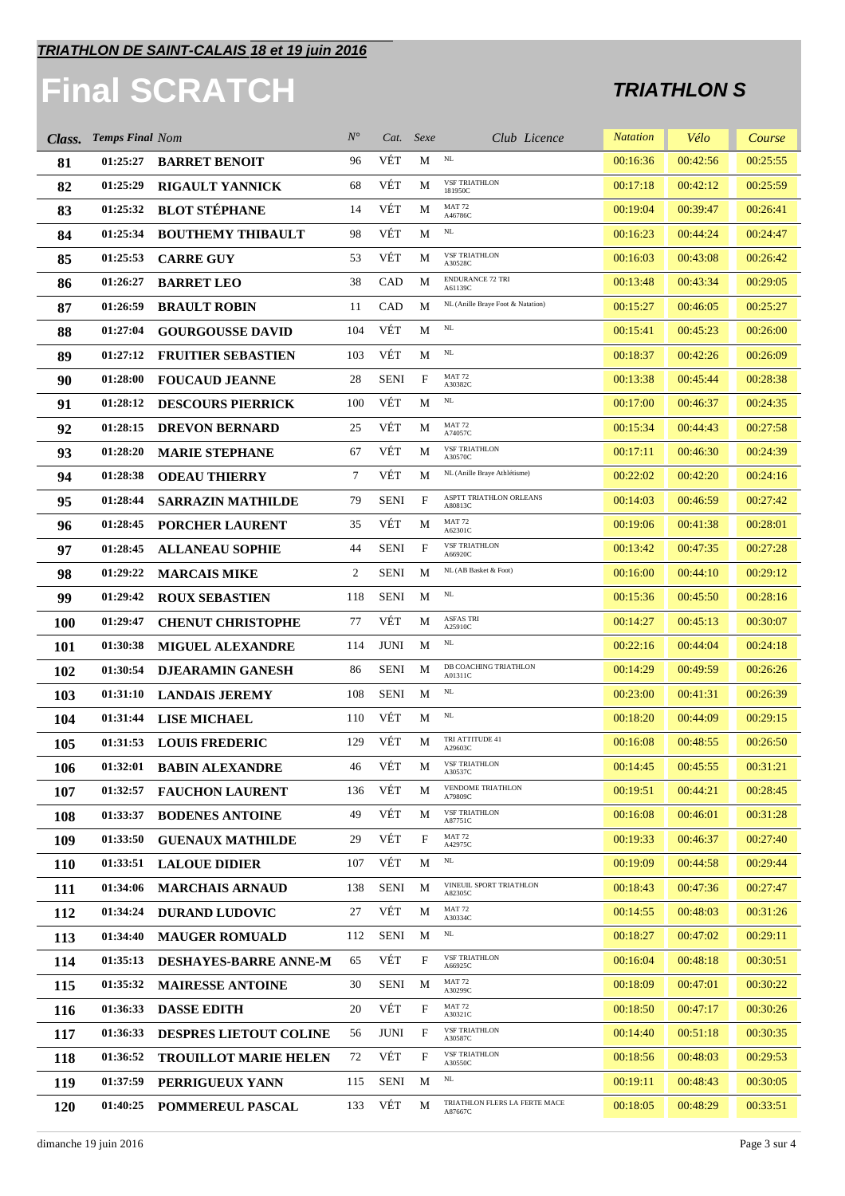***TRIATHLON DE SAINT-CALAIS 18 et 19 juin 2016***

# Final SCRATCH

## *TRIATHLON S*

| Class. | Temps Final | Nom | N° | Cat. | Sexe | Club Licence | Natation | Vélo | Course |
|---|---|---|---|---|---|---|---|---|---|
| 81 | 01:25:27 | BARRET BENOIT | 96 | VÉT | M | NL | 00:16:36 | 00:42:56 | 00:25:55 |
| 82 | 01:25:29 | RIGAULT YANNICK | 68 | VÉT | M | VSF TRIATHLON 181950C | 00:17:18 | 00:42:12 | 00:25:59 |
| 83 | 01:25:32 | BLOT STÉPHANE | 14 | VÉT | M | MAT 72 A46786C | 00:19:04 | 00:39:47 | 00:26:41 |
| 84 | 01:25:34 | BOUTHEMY THIBAULT | 98 | VÉT | M | NL | 00:16:23 | 00:44:24 | 00:24:47 |
| 85 | 01:25:53 | CARRE GUY | 53 | VÉT | M | VSF TRIATHLON A30528C | 00:16:03 | 00:43:08 | 00:26:42 |
| 86 | 01:26:27 | BARRET LEO | 38 | CAD | M | ENDURANCE 72 TRI A61139C | 00:13:48 | 00:43:34 | 00:29:05 |
| 87 | 01:26:59 | BRAULT ROBIN | 11 | CAD | M | NL (Anille Braye Foot & Natation) | 00:15:27 | 00:46:05 | 00:25:27 |
| 88 | 01:27:04 | GOURGOUSSE DAVID | 104 | VÉT | M | NL | 00:15:41 | 00:45:23 | 00:26:00 |
| 89 | 01:27:12 | FRUITIER SEBASTIEN | 103 | VÉT | M | NL | 00:18:37 | 00:42:26 | 00:26:09 |
| 90 | 01:28:00 | FOUCAUD JEANNE | 28 | SENI | F | MAT 72 A30382C | 00:13:38 | 00:45:44 | 00:28:38 |
| 91 | 01:28:12 | DESCOURS PIERRICK | 100 | VÉT | M | NL | 00:17:00 | 00:46:37 | 00:24:35 |
| 92 | 01:28:15 | DREVON BERNARD | 25 | VÉT | M | MAT 72 A74057C | 00:15:34 | 00:44:43 | 00:27:58 |
| 93 | 01:28:20 | MARIE STEPHANE | 67 | VÉT | M | VSF TRIATHLON A30570C | 00:17:11 | 00:46:30 | 00:24:39 |
| 94 | 01:28:38 | ODEAU THIERRY | 7 | VÉT | M | NL (Anille Braye Athlétisme) | 00:22:02 | 00:42:20 | 00:24:16 |
| 95 | 01:28:44 | SARRAZIN MATHILDE | 79 | SENI | F | ASPTT TRIATHLON ORLEANS A80813C | 00:14:03 | 00:46:59 | 00:27:42 |
| 96 | 01:28:45 | PORCHER LAURENT | 35 | VÉT | M | MAT 72 A62301C | 00:19:06 | 00:41:38 | 00:28:01 |
| 97 | 01:28:45 | ALLANEAU SOPHIE | 44 | SENI | F | VSF TRIATHLON A66920C | 00:13:42 | 00:47:35 | 00:27:28 |
| 98 | 01:29:22 | MARCAIS MIKE | 2 | SENI | M | NL (AB Basket & Foot) | 00:16:00 | 00:44:10 | 00:29:12 |
| 99 | 01:29:42 | ROUX SEBASTIEN | 118 | SENI | M | NL | 00:15:36 | 00:45:50 | 00:28:16 |
| 100 | 01:29:47 | CHENUT CHRISTOPHE | 77 | VÉT | M | ASFAS TRI A25910C | 00:14:27 | 00:45:13 | 00:30:07 |
| 101 | 01:30:38 | MIGUEL ALEXANDRE | 114 | JUNI | M | NL | 00:22:16 | 00:44:04 | 00:24:18 |
| 102 | 01:30:54 | DJEARAMIN GANESH | 86 | SENI | M | DB COACHING TRIATHLON A01311C | 00:14:29 | 00:49:59 | 00:26:26 |
| 103 | 01:31:10 | LANDAIS JEREMY | 108 | SENI | M | NL | 00:23:00 | 00:41:31 | 00:26:39 |
| 104 | 01:31:44 | LISE MICHAEL | 110 | VÉT | M | NL | 00:18:20 | 00:44:09 | 00:29:15 |
| 105 | 01:31:53 | LOUIS FREDERIC | 129 | VÉT | M | TRI ATTITUDE 41 A29603C | 00:16:08 | 00:48:55 | 00:26:50 |
| 106 | 01:32:01 | BABIN ALEXANDRE | 46 | VÉT | M | VSF TRIATHLON A30537C | 00:14:45 | 00:45:55 | 00:31:21 |
| 107 | 01:32:57 | FAUCHON LAURENT | 136 | VÉT | M | VENDOME TRIATHLON A79809C | 00:19:51 | 00:44:21 | 00:28:45 |
| 108 | 01:33:37 | BODENES ANTOINE | 49 | VÉT | M | VSF TRIATHLON A87751C | 00:16:08 | 00:46:01 | 00:31:28 |
| 109 | 01:33:50 | GUENAUX MATHILDE | 29 | VÉT | F | MAT 72 A42975C | 00:19:33 | 00:46:37 | 00:27:40 |
| 110 | 01:33:51 | LALOUE DIDIER | 107 | VÉT | M | NL | 00:19:09 | 00:44:58 | 00:29:44 |
| 111 | 01:34:06 | MARCHAIS ARNAUD | 138 | SENI | M | VINEUIL SPORT TRIATHLON A82305C | 00:18:43 | 00:47:36 | 00:27:47 |
| 112 | 01:34:24 | DURAND LUDOVIC | 27 | VÉT | M | MAT 72 A30334C | 00:14:55 | 00:48:03 | 00:31:26 |
| 113 | 01:34:40 | MAUGER ROMUALD | 112 | SENI | M | NL | 00:18:27 | 00:47:02 | 00:29:11 |
| 114 | 01:35:13 | DESHAYES-BARRE ANNE-M | 65 | VÉT | F | VSF TRIATHLON A66925C | 00:16:04 | 00:48:18 | 00:30:51 |
| 115 | 01:35:32 | MAIRESSE ANTOINE | 30 | SENI | M | MAT 72 A30299C | 00:18:09 | 00:47:01 | 00:30:22 |
| 116 | 01:36:33 | DASSE EDITH | 20 | VÉT | F | MAT 72 A30321C | 00:18:50 | 00:47:17 | 00:30:26 |
| 117 | 01:36:33 | DESPRES LIETOUT COLINE | 56 | JUNI | F | VSF TRIATHLON A30587C | 00:14:40 | 00:51:18 | 00:30:35 |
| 118 | 01:36:52 | TROUILLOT MARIE HELEN | 72 | VÉT | F | VSF TRIATHLON A30550C | 00:18:56 | 00:48:03 | 00:29:53 |
| 119 | 01:37:59 | PERRIGUEUX YANN | 115 | SENI | M | NL | 00:19:11 | 00:48:43 | 00:30:05 |
| 120 | 01:40:25 | POMMEREUL PASCAL | 133 | VÉT | M | TRIATHLON FLERS LA FERTE MACE A87667C | 00:18:05 | 00:48:29 | 00:33:51 |

dimanche 19 juin 2016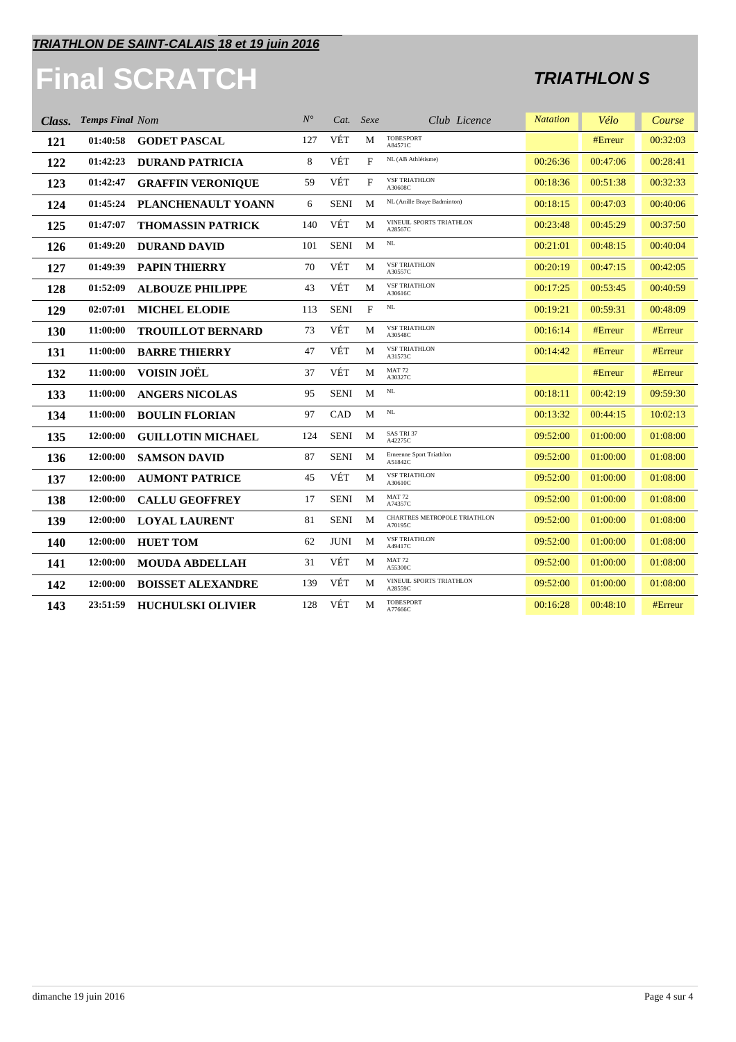***TRIATHLON DE SAINT-CALAIS 18 et 19 juin 2016***

# Final SCRATCH

## *TRIATHLON S*

| *Class.* | *Temps Final* | *Nom* | *N°* | *Cat.* | *Sexe* | *Club Licence* | *Natation* | *Vélo* | *Course* |
|---|---|---|---|---|---|---|---|---|---|
| 121 | 01:40:58 | **GODET PASCAL** | 127 | VÉT | M | TOBESPORT A84571C | | #Erreur | 00:32:03 |
| 122 | 01:42:23 | **DURAND PATRICIA** | 8 | VÉT | F | NL (AB Athlétisme) | 00:26:36 | 00:47:06 | 00:28:41 |
| 123 | 01:42:47 | **GRAFFIN VERONIQUE** | 59 | VÉT | F | VSF TRIATHLON A30608C | 00:18:36 | 00:51:38 | 00:32:33 |
| 124 | 01:45:24 | **PLANCHENAULT YOANN** | 6 | SENI | M | NL (Anille Braye Badminton) | 00:18:15 | 00:47:03 | 00:40:06 |
| 125 | 01:47:07 | **THOMASSIN PATRICK** | 140 | VÉT | M | VINEUIL SPORTS TRIATHLON A28567C | 00:23:48 | 00:45:29 | 00:37:50 |
| 126 | 01:49:20 | **DURAND DAVID** | 101 | SENI | M | NL | 00:21:01 | 00:48:15 | 00:40:04 |
| 127 | 01:49:39 | **PAPIN THIERRY** | 70 | VÉT | M | VSF TRIATHLON A30557C | 00:20:19 | 00:47:15 | 00:42:05 |
| 128 | 01:52:09 | **ALBOUZE PHILIPPE** | 43 | VÉT | M | VSF TRIATHLON A30616C | 00:17:25 | 00:53:45 | 00:40:59 |
| 129 | 02:07:01 | **MICHEL ELODIE** | 113 | SENI | F | NL | 00:19:21 | 00:59:31 | 00:48:09 |
| 130 | 11:00:00 | **TROUILLOT BERNARD** | 73 | VÉT | M | VSF TRIATHLON A30548C | 00:16:14 | #Erreur | #Erreur |
| 131 | 11:00:00 | **BARRE THIERRY** | 47 | VÉT | M | VSF TRIATHLON A31573C | 00:14:42 | #Erreur | #Erreur |
| 132 | 11:00:00 | **VOISIN JOËL** | 37 | VÉT | M | MAT 72 A30327C | | #Erreur | #Erreur |
| 133 | 11:00:00 | **ANGERS NICOLAS** | 95 | SENI | M | NL | 00:18:11 | 00:42:19 | 09:59:30 |
| 134 | 11:00:00 | **BOULIN FLORIAN** | 97 | CAD | M | NL | 00:13:32 | 00:44:15 | 10:02:13 |
| 135 | 12:00:00 | **GUILLOTIN MICHAEL** | 124 | SENI | M | SAS TRI 37 A42275C | 09:52:00 | 01:00:00 | 01:08:00 |
| 136 | 12:00:00 | **SAMSON DAVID** | 87 | SENI | M | Ernéenne Sport Triathlon A51842C | 09:52:00 | 01:00:00 | 01:08:00 |
| 137 | 12:00:00 | **AUMONT PATRICE** | 45 | VÉT | M | VSF TRIATHLON A30610C | 09:52:00 | 01:00:00 | 01:08:00 |
| 138 | 12:00:00 | **CALLU GEOFFREY** | 17 | SENI | M | MAT 72 A74357C | 09:52:00 | 01:00:00 | 01:08:00 |
| 139 | 12:00:00 | **LOYAL LAURENT** | 81 | SENI | M | CHARTRES METROPOLE TRIATHLON A70195C | 09:52:00 | 01:00:00 | 01:08:00 |
| 140 | 12:00:00 | **HUET TOM** | 62 | JUNI | M | VSF TRIATHLON A49417C | 09:52:00 | 01:00:00 | 01:08:00 |
| 141 | 12:00:00 | **MOUDA ABDELLAH** | 31 | VÉT | M | MAT 72 A55300C | 09:52:00 | 01:00:00 | 01:08:00 |
| 142 | 12:00:00 | **BOISSET ALEXANDRE** | 139 | VÉT | M | VINEUIL SPORTS TRIATHLON A28559C | 09:52:00 | 01:00:00 | 01:08:00 |
| 143 | 23:51:59 | **HUCHULSKI OLIVIER** | 128 | VÉT | M | TOBESPORT A77666C | 00:16:28 | 00:48:10 | #Erreur |

dimanche 19 juin 2016